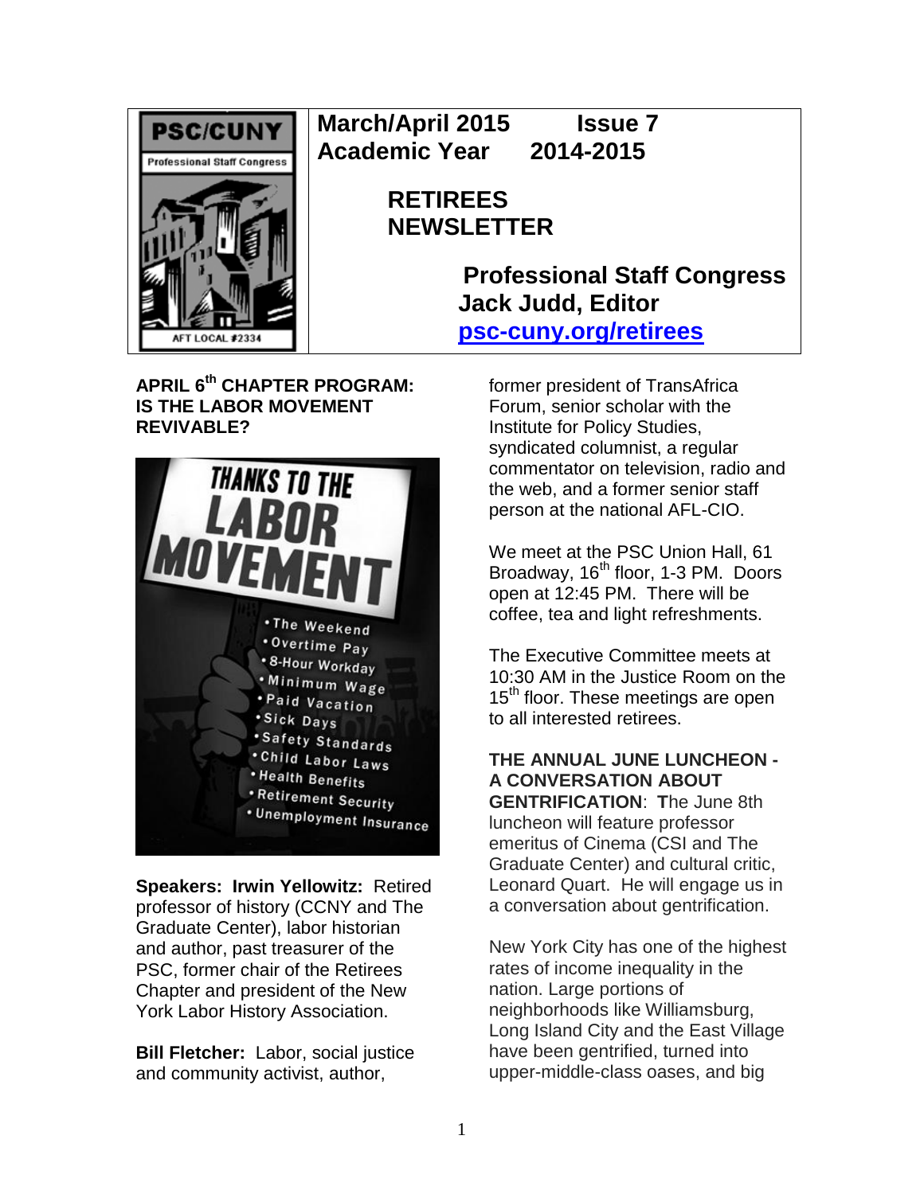**PSC/CUNY**
Professional Staff Congress
AFT LOCAL #2334

**March/April 2015 Issue 7**
**Academic Year 2014-2015**

# RETIREES NEWSLETTER

**Professional Staff Congress**
**Jack Judd, Editor**
**[psc-cuny.org/retirees](psc-cuny.org/retirees)**

## APRIL 6th CHAPTER PROGRAM: IS THE LABOR MOVEMENT REVIVABLE?

THANKS TO THE LABOR MOVEMENT

- The Weekend
- Overtime Pay
- 8-Hour Workday
- Minimum Wage
- Paid Vacation
- Sick Days
- Safety Standards
- Child Labor Laws
- Health Benefits
- Retirement Security
- Unemployment Insurance

**Speakers: Irwin Yellowitz:** Retired professor of history (CCNY and The Graduate Center), labor historian and author, past treasurer of the PSC, former chair of the Retirees Chapter and president of the New York Labor History Association.

**Bill Fletcher:** Labor, social justice and community activist, author, former president of TransAfrica Forum, senior scholar with the Institute for Policy Studies, syndicated columnist, a regular commentator on television, radio and the web, and a former senior staff person at the national AFL-CIO.

We meet at the PSC Union Hall, 61 Broadway, 16th floor, 1-3 PM. Doors open at 12:45 PM. There will be coffee, tea and light refreshments.

The Executive Committee meets at 10:30 AM in the Justice Room on the 15th floor. These meetings are open to all interested retirees.

**THE ANNUAL JUNE LUNCHEON - A CONVERSATION ABOUT GENTRIFICATION**: **T**he June 8th luncheon will feature professor emeritus of Cinema (CSI and The Graduate Center) and cultural critic, Leonard Quart. He will engage us in a conversation about gentrification.

New York City has one of the highest rates of income inequality in the nation. Large portions of neighborhoods like Williamsburg, Long Island City and the East Village have been gentrified, turned into upper-middle-class oases, and big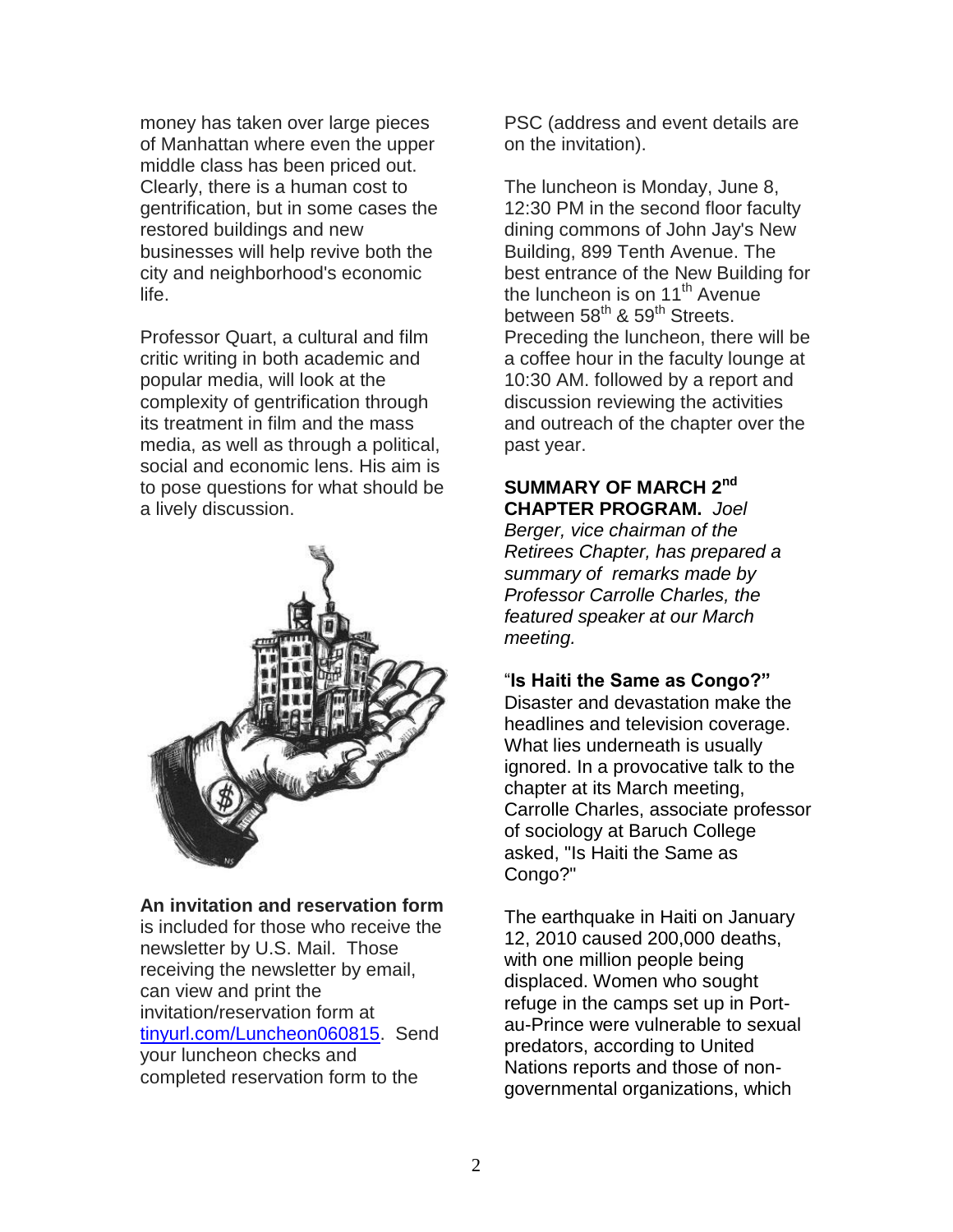money has taken over large pieces of Manhattan where even the upper middle class has been priced out. Clearly, there is a human cost to gentrification, but in some cases the restored buildings and new businesses will help revive both the city and neighborhood's economic life.

Professor Quart, a cultural and film critic writing in both academic and popular media, will look at the complexity of gentrification through its treatment in film and the mass media, as well as through a political, social and economic lens. His aim is to pose questions for what should be a lively discussion.

**An invitation and reservation form** is included for those who receive the newsletter by U.S. Mail. Those receiving the newsletter by email, can view and print the invitation/reservation form at tinyurl.com/Luncheon060815. Send your luncheon checks and completed reservation form to the PSC (address and event details are on the invitation).

The luncheon is Monday, June 8, 12:30 PM in the second floor faculty dining commons of John Jay's New Building, 899 Tenth Avenue. The best entrance of the New Building for the luncheon is on 11th Avenue between 58th & 59th Streets. Preceding the luncheon, there will be a coffee hour in the faculty lounge at 10:30 AM. followed by a report and discussion reviewing the activities and outreach of the chapter over the past year.

**SUMMARY OF MARCH 2nd CHAPTER PROGRAM.** *Joel Berger, vice chairman of the Retirees Chapter, has prepared a summary of remarks made by Professor Carrolle Charles, the featured speaker at our March meeting.*

"**Is Haiti the Same as Congo?"** Disaster and devastation make the headlines and television coverage. What lies underneath is usually ignored. In a provocative talk to the chapter at its March meeting, Carrolle Charles, associate professor of sociology at Baruch College asked, "Is Haiti the Same as Congo?"

The earthquake in Haiti on January 12, 2010 caused 200,000 deaths, with one million people being displaced. Women who sought refuge in the camps set up in Port-au-Prince were vulnerable to sexual predators, according to United Nations reports and those of non-governmental organizations, which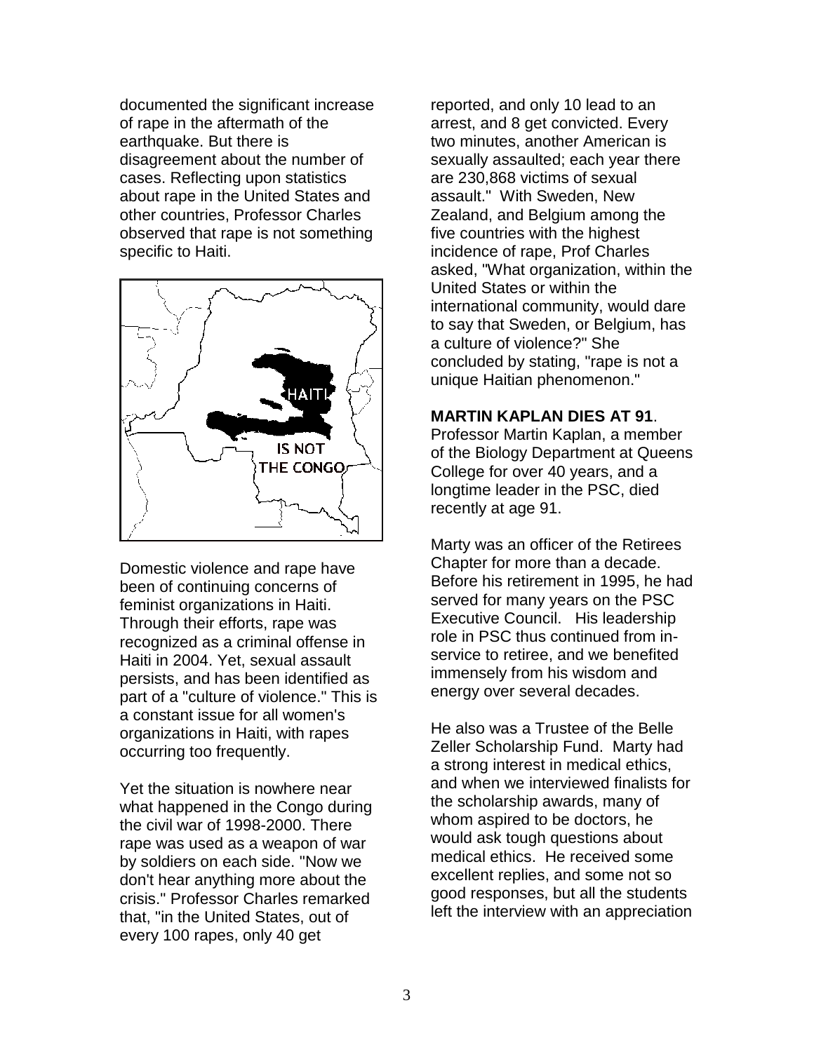documented the significant increase of rape in the aftermath of the earthquake. But there is disagreement about the number of cases. Reflecting upon statistics about rape in the United States and other countries, Professor Charles observed that rape is not something specific to Haiti.

Domestic violence and rape have been of continuing concerns of feminist organizations in Haiti. Through their efforts, rape was recognized as a criminal offense in Haiti in 2004. Yet, sexual assault persists, and has been identified as part of a "culture of violence." This is a constant issue for all women's organizations in Haiti, with rapes occurring too frequently.

Yet the situation is nowhere near what happened in the Congo during the civil war of 1998-2000. There rape was used as a weapon of war by soldiers on each side. "Now we don't hear anything more about the crisis." Professor Charles remarked that, "in the United States, out of every 100 rapes, only 40 get reported, and only 10 lead to an arrest, and 8 get convicted. Every two minutes, another American is sexually assaulted; each year there are 230,868 victims of sexual assault." With Sweden, New Zealand, and Belgium among the five countries with the highest incidence of rape, Prof Charles asked, "What organization, within the United States or within the international community, would dare to say that Sweden, or Belgium, has a culture of violence?" She concluded by stating, "rape is not a unique Haitian phenomenon."

**MARTIN KAPLAN DIES AT 91**. Professor Martin Kaplan, a member of the Biology Department at Queens College for over 40 years, and a longtime leader in the PSC, died recently at age 91.

Marty was an officer of the Retirees Chapter for more than a decade. Before his retirement in 1995, he had served for many years on the PSC Executive Council. His leadership role in PSC thus continued from in-service to retiree, and we benefited immensely from his wisdom and energy over several decades.

He also was a Trustee of the Belle Zeller Scholarship Fund. Marty had a strong interest in medical ethics, and when we interviewed finalists for the scholarship awards, many of whom aspired to be doctors, he would ask tough questions about medical ethics. He received some excellent replies, and some not so good responses, but all the students left the interview with an appreciation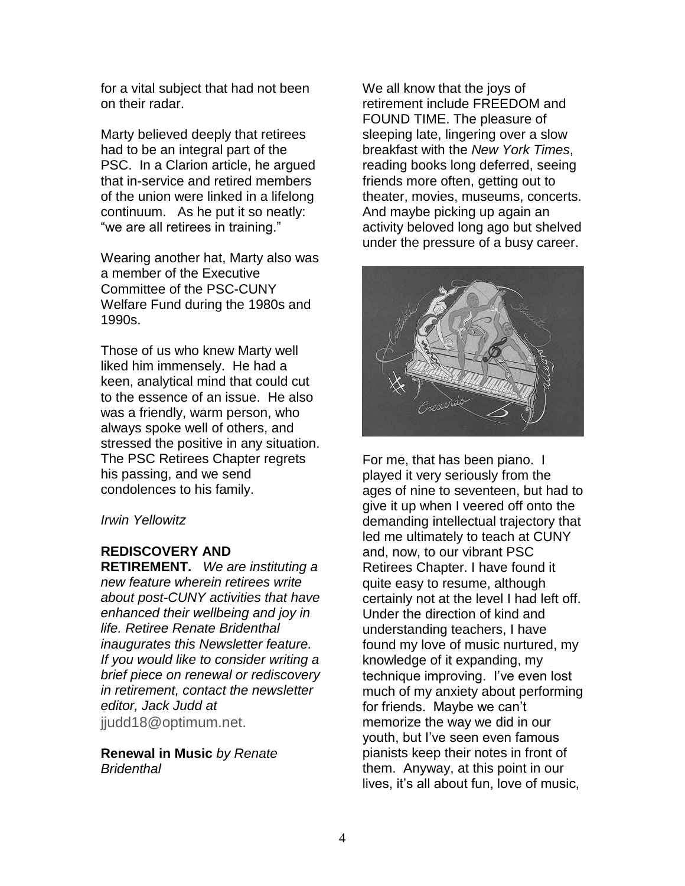for a vital subject that had not been on their radar.

Marty believed deeply that retirees had to be an integral part of the PSC. In a Clarion article, he argued that in-service and retired members of the union were linked in a lifelong continuum. As he put it so neatly: "we are all retirees in training."

Wearing another hat, Marty also was a member of the Executive Committee of the PSC-CUNY Welfare Fund during the 1980s and 1990s.

Those of us who knew Marty well liked him immensely. He had a keen, analytical mind that could cut to the essence of an issue. He also was a friendly, warm person, who always spoke well of others, and stressed the positive in any situation. The PSC Retirees Chapter regrets his passing, and we send condolences to his family.

*Irwin Yellowitz*

**REDISCOVERY AND RETIREMENT.** *We are instituting a new feature wherein retirees write about post-CUNY activities that have enhanced their wellbeing and joy in life. Retiree Renate Bridenthal inaugurates this Newsletter feature. If you would like to consider writing a brief piece on renewal or rediscovery in retirement, contact the newsletter editor, Jack Judd at* jjudd18@optimum.net.

**Renewal in Music** *by Renate Bridenthal*

We all know that the joys of retirement include FREEDOM and FOUND TIME. The pleasure of sleeping late, lingering over a slow breakfast with the *New York Times*, reading books long deferred, seeing friends more often, getting out to theater, movies, museums, concerts. And maybe picking up again an activity beloved long ago but shelved under the pressure of a busy career.

For me, that has been piano. I played it very seriously from the ages of nine to seventeen, but had to give it up when I veered off onto the demanding intellectual trajectory that led me ultimately to teach at CUNY and, now, to our vibrant PSC Retirees Chapter. I have found it quite easy to resume, although certainly not at the level I had left off. Under the direction of kind and understanding teachers, I have found my love of music nurtured, my knowledge of it expanding, my technique improving. I've even lost much of my anxiety about performing for friends. Maybe we can't memorize the way we did in our youth, but I've seen even famous pianists keep their notes in front of them. Anyway, at this point in our lives, it's all about fun, love of music,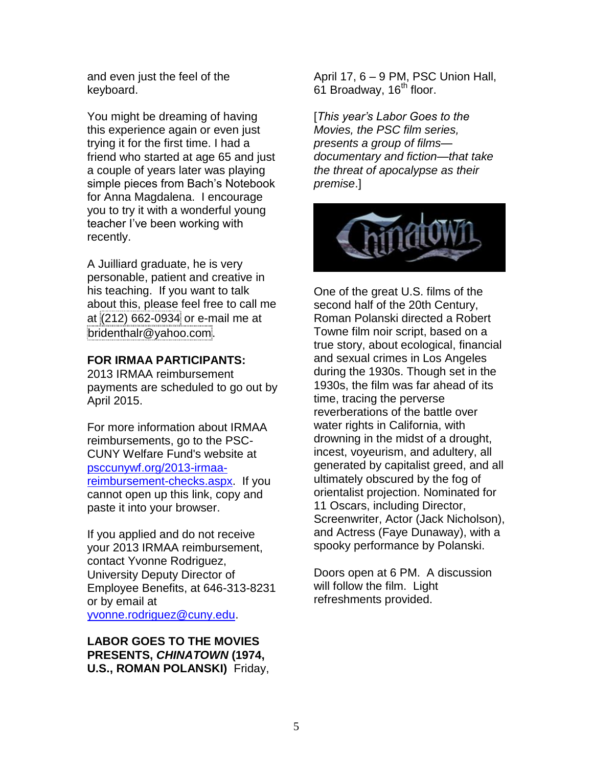and even just the feel of the keyboard.

You might be dreaming of having this experience again or even just trying it for the first time. I had a friend who started at age 65 and just a couple of years later was playing simple pieces from Bach's Notebook for Anna Magdalena. I encourage you to try it with a wonderful young teacher I've been working with recently.

A Juilliard graduate, he is very personable, patient and creative in his teaching. If you want to talk about this, please feel free to call me at (212) 662-0934 or e-mail me at bridenthalr@yahoo.com.

**FOR IRMAA PARTICIPANTS:**
2013 IRMAA reimbursement payments are scheduled to go out by April 2015.

For more information about IRMAA reimbursements, go to the PSC-CUNY Welfare Fund's website at psccunywf.org/2013-irmaa-reimbursement-checks.aspx. If you cannot open up this link, copy and paste it into your browser.

If you applied and do not receive your 2013 IRMAA reimbursement, contact Yvonne Rodriguez, University Deputy Director of Employee Benefits, at 646-313-8231 or by email at yvonne.rodriguez@cuny.edu.

**LABOR GOES TO THE MOVIES PRESENTS, *CHINATOWN* (1974, U.S., ROMAN POLANSKI)** Friday, April 17, 6 – 9 PM, PSC Union Hall, 61 Broadway, 16th floor.

[*This year's Labor Goes to the Movies, the PSC film series, presents a group of films—documentary and fiction—that take the threat of apocalypse as their premise*.]

One of the great U.S. films of the second half of the 20th Century, Roman Polanski directed a Robert Towne film noir script, based on a true story, about ecological, financial and sexual crimes in Los Angeles during the 1930s. Though set in the 1930s, the film was far ahead of its time, tracing the perverse reverberations of the battle over water rights in California, with drowning in the midst of a drought, incest, voyeurism, and adultery, all generated by capitalist greed, and all ultimately obscured by the fog of orientalist projection. Nominated for 11 Oscars, including Director, Screenwriter, Actor (Jack Nicholson), and Actress (Faye Dunaway), with a spooky performance by Polanski.

Doors open at 6 PM. A discussion will follow the film. Light refreshments provided.